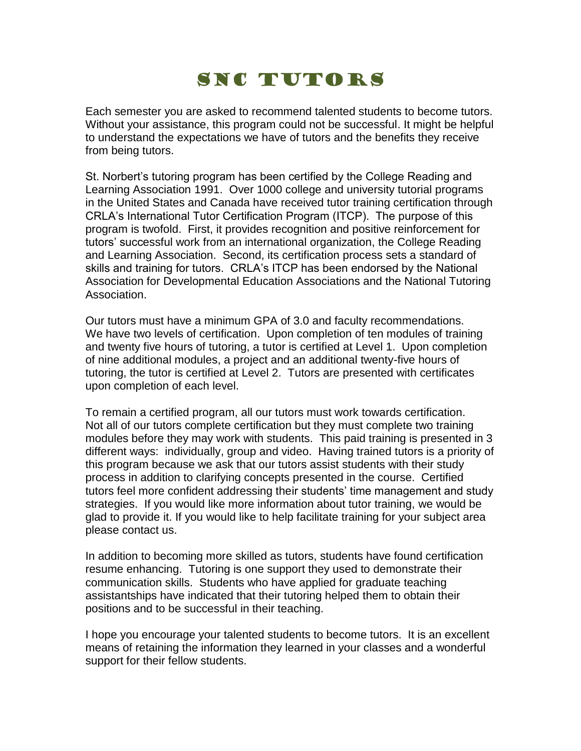# SNC Tutors

Each semester you are asked to recommend talented students to become tutors. Without your assistance, this program could not be successful. It might be helpful to understand the expectations we have of tutors and the benefits they receive from being tutors.

St. Norbert's tutoring program has been certified by the College Reading and Learning Association 1991. Over 1000 college and university tutorial programs in the United States and Canada have received tutor training certification through CRLA's International Tutor Certification Program (ITCP). The purpose of this program is twofold. First, it provides recognition and positive reinforcement for tutors' successful work from an international organization, the College Reading and Learning Association. Second, its certification process sets a standard of skills and training for tutors. CRLA's ITCP has been endorsed by the National Association for Developmental Education Associations and the National Tutoring Association.

Our tutors must have a minimum GPA of 3.0 and faculty recommendations. We have two levels of certification. Upon completion of ten modules of training and twenty five hours of tutoring, a tutor is certified at Level 1. Upon completion of nine additional modules, a project and an additional twenty-five hours of tutoring, the tutor is certified at Level 2. Tutors are presented with certificates upon completion of each level.

To remain a certified program, all our tutors must work towards certification. Not all of our tutors complete certification but they must complete two training modules before they may work with students. This paid training is presented in 3 different ways: individually, group and video. Having trained tutors is a priority of this program because we ask that our tutors assist students with their study process in addition to clarifying concepts presented in the course. Certified tutors feel more confident addressing their students' time management and study strategies. If you would like more information about tutor training, we would be glad to provide it. If you would like to help facilitate training for your subject area please contact us.

In addition to becoming more skilled as tutors, students have found certification resume enhancing. Tutoring is one support they used to demonstrate their communication skills. Students who have applied for graduate teaching assistantships have indicated that their tutoring helped them to obtain their positions and to be successful in their teaching.

I hope you encourage your talented students to become tutors. It is an excellent means of retaining the information they learned in your classes and a wonderful support for their fellow students.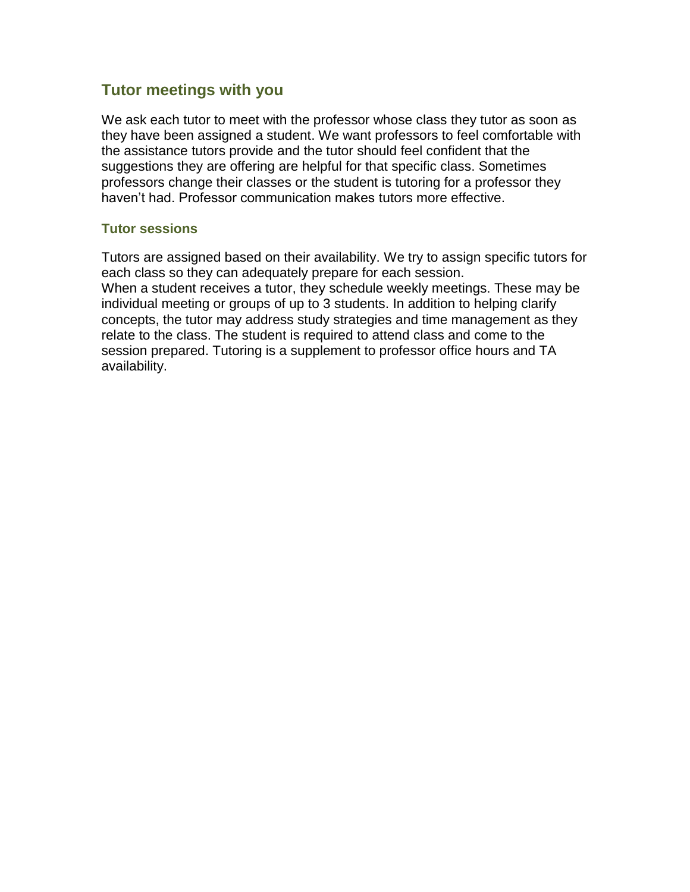## Tutor meetings with you

We ask each tutor to meet with the professor whose class they tutor as soon as they have been assigned a student. We want professors to feel comfortable with the assistance tutors provide and the tutor should feel confident that the suggestions they are offering are helpful for that specific class. Sometimes professors change their classes or the student is tutoring for a professor they haven't had. Professor communication makes tutors more effective.

### Tutor sessions

Tutors are assigned based on their availability. We try to assign specific tutors for each class so they can adequately prepare for each session.
When a student receives a tutor, they schedule weekly meetings. These may be individual meeting or groups of up to 3 students. In addition to helping clarify concepts, the tutor may address study strategies and time management as they relate to the class. The student is required to attend class and come to the session prepared. Tutoring is a supplement to professor office hours and TA availability.